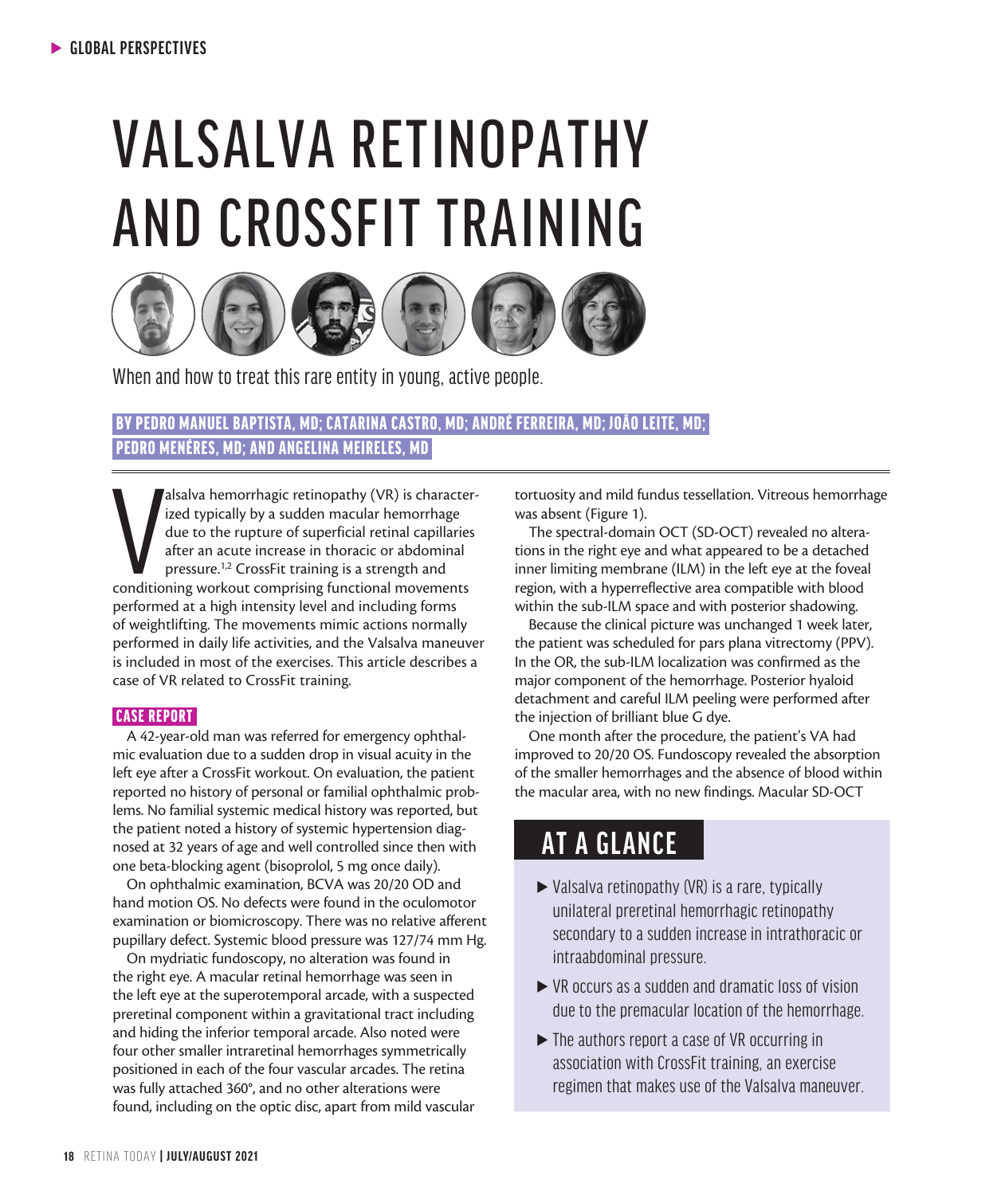GLOBAL PERSPECTIVES

# VALSALVA RETINOPATHY AND CROSSFIT TRAINING

When and how to treat this rare entity in young, active people.

**BY PEDRO MANUEL BAPTISTA, MD; CATARINA CASTRO, MD; ANDRÉ FERREIRA, MD; JOÃO LEITE, MD; PEDRO MENÉRES, MD; AND ANGELINA MEIRELES, MD**

Valsalva hemorrhagic retinopathy (VR) is characterized typically by a sudden macular hemorrhage due to the rupture of superficial retinal capillaries after an acute increase in thoracic or abdominal pressure.[1,2] CrossFit training is a strength and conditioning workout comprising functional movements performed at a high intensity level and including forms of weightlifting. The movements mimic actions normally performed in daily life activities, and the Valsalva maneuver is included in most of the exercises. This article describes a case of VR related to CrossFit training.

## CASE REPORT

A 42-year-old man was referred for emergency ophthalmic evaluation due to a sudden drop in visual acuity in the left eye after a CrossFit workout. On evaluation, the patient reported no history of personal or familial ophthalmic problems. No familial systemic medical history was reported, but the patient noted a history of systemic hypertension diagnosed at 32 years of age and well controlled since then with one beta-blocking agent (bisoprolol, 5 mg once daily).

On ophthalmic examination, BCVA was 20/20 OD and hand motion OS. No defects were found in the oculomotor examination or biomicroscopy. There was no relative afferent pupillary defect. Systemic blood pressure was 127/74 mm Hg.

On mydriatic fundoscopy, no alteration was found in the right eye. A macular retinal hemorrhage was seen in the left eye at the superotemporal arcade, with a suspected preretinal component within a gravitational tract including and hiding the inferior temporal arcade. Also noted were four other smaller intraretinal hemorrhages symmetrically positioned in each of the four vascular arcades. The retina was fully attached 360°, and no other alterations were found, including on the optic disc, apart from mild vascular tortuosity and mild fundus tessellation. Vitreous hemorrhage was absent (Figure 1).

The spectral-domain OCT (SD-OCT) revealed no alterations in the right eye and what appeared to be a detached inner limiting membrane (ILM) in the left eye at the foveal region, with a hyperreflective area compatible with blood within the sub-ILM space and with posterior shadowing.

Because the clinical picture was unchanged 1 week later, the patient was scheduled for pars plana vitrectomy (PPV). In the OR, the sub-ILM localization was confirmed as the major component of the hemorrhage. Posterior hyaloid detachment and careful ILM peeling were performed after the injection of brilliant blue G dye.

One month after the procedure, the patient's VA had improved to 20/20 OS. Fundoscopy revealed the absorption of the smaller hemorrhages and the absence of blood within the macular area, with no new findings. Macular SD-OCT

## AT A GLANCE

- Valsalva retinopathy (VR) is a rare, typically unilateral preretinal hemorrhagic retinopathy secondary to a sudden increase in intrathoracic or intraabdominal pressure.
- VR occurs as a sudden and dramatic loss of vision due to the premacular location of the hemorrhage.
- The authors report a case of VR occurring in association with CrossFit training, an exercise regimen that makes use of the Valsalva maneuver.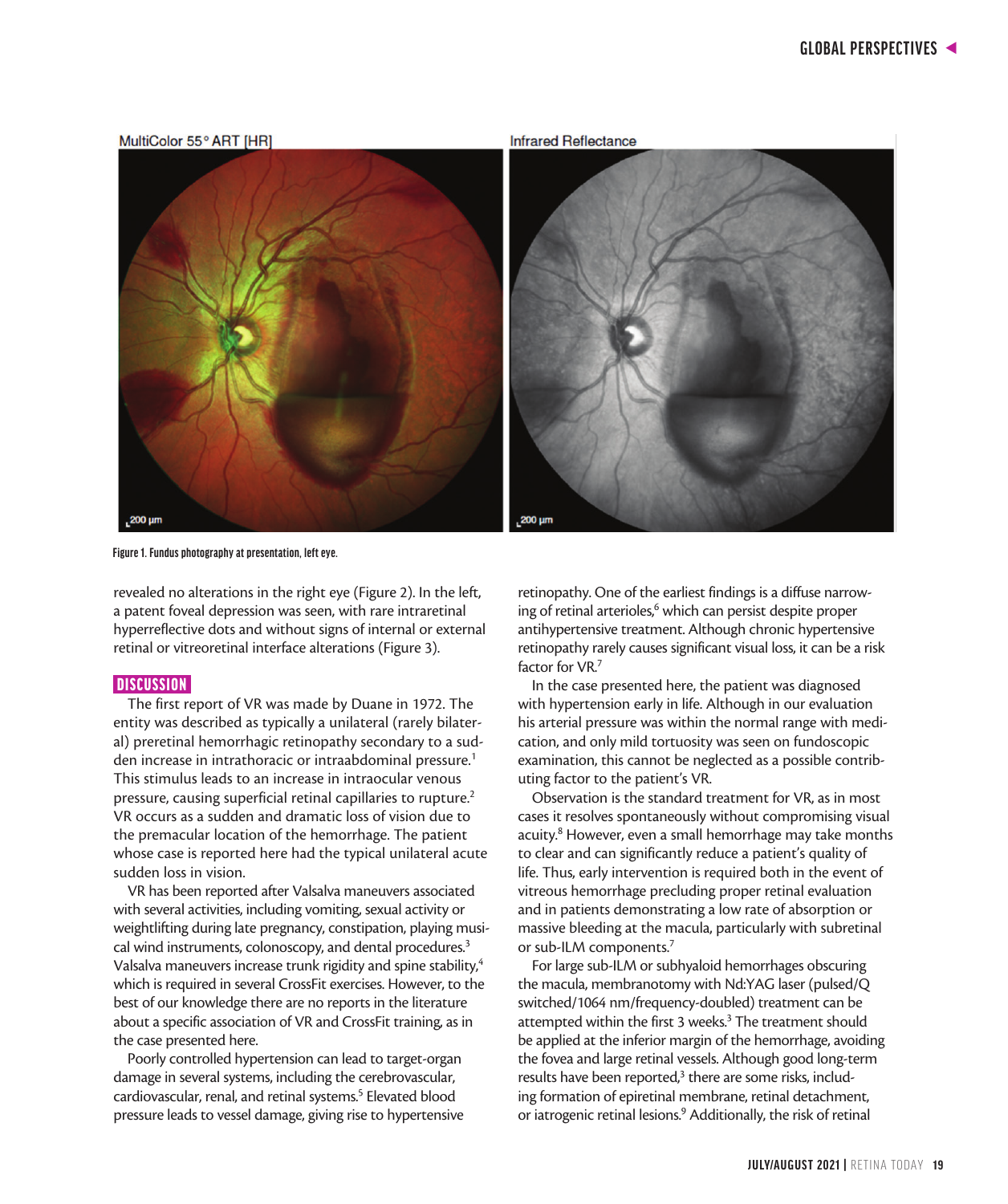Figure 1. Fundus photography at presentation, left eye.

revealed no alterations in the right eye (Figure 2). In the left, a patent foveal depression was seen, with rare intraretinal hyperreflective dots and without signs of internal or external retinal or vitreoretinal interface alterations (Figure 3).

## DISCUSSION

The first report of VR was made by Duane in 1972. The entity was described as typically a unilateral (rarely bilateral) preretinal hemorrhagic retinopathy secondary to a sudden increase in intrathoracic or intraabdominal pressure.[1] This stimulus leads to an increase in intraocular venous pressure, causing superficial retinal capillaries to rupture.[2] VR occurs as a sudden and dramatic loss of vision due to the premacular location of the hemorrhage. The patient whose case is reported here had the typical unilateral acute sudden loss in vision.

VR has been reported after Valsalva maneuvers associated with several activities, including vomiting, sexual activity or weightlifting during late pregnancy, constipation, playing musical wind instruments, colonoscopy, and dental procedures.[3] Valsalva maneuvers increase trunk rigidity and spine stability,[4] which is required in several CrossFit exercises. However, to the best of our knowledge there are no reports in the literature about a specific association of VR and CrossFit training, as in the case presented here.

Poorly controlled hypertension can lead to target-organ damage in several systems, including the cerebrovascular, cardiovascular, renal, and retinal systems.[5] Elevated blood pressure leads to vessel damage, giving rise to hypertensive retinopathy. One of the earliest findings is a diffuse narrowing of retinal arterioles,[6] which can persist despite proper antihypertensive treatment. Although chronic hypertensive retinopathy rarely causes significant visual loss, it can be a risk factor for VR.[7]

In the case presented here, the patient was diagnosed with hypertension early in life. Although in our evaluation his arterial pressure was within the normal range with medication, and only mild tortuosity was seen on fundoscopic examination, this cannot be neglected as a possible contributing factor to the patient's VR.

Observation is the standard treatment for VR, as in most cases it resolves spontaneously without compromising visual acuity.[8] However, even a small hemorrhage may take months to clear and can significantly reduce a patient's quality of life. Thus, early intervention is required both in the event of vitreous hemorrhage precluding proper retinal evaluation and in patients demonstrating a low rate of absorption or massive bleeding at the macula, particularly with subretinal or sub-ILM components.[7]

For large sub-ILM or subhyaloid hemorrhages obscuring the macula, membranotomy with Nd:YAG laser (pulsed/Q switched/1064 nm/frequency-doubled) treatment can be attempted within the first 3 weeks.[3] The treatment should be applied at the inferior margin of the hemorrhage, avoiding the fovea and large retinal vessels. Although good long-term results have been reported,[3] there are some risks, including formation of epiretinal membrane, retinal detachment, or iatrogenic retinal lesions.[9] Additionally, the risk of retinal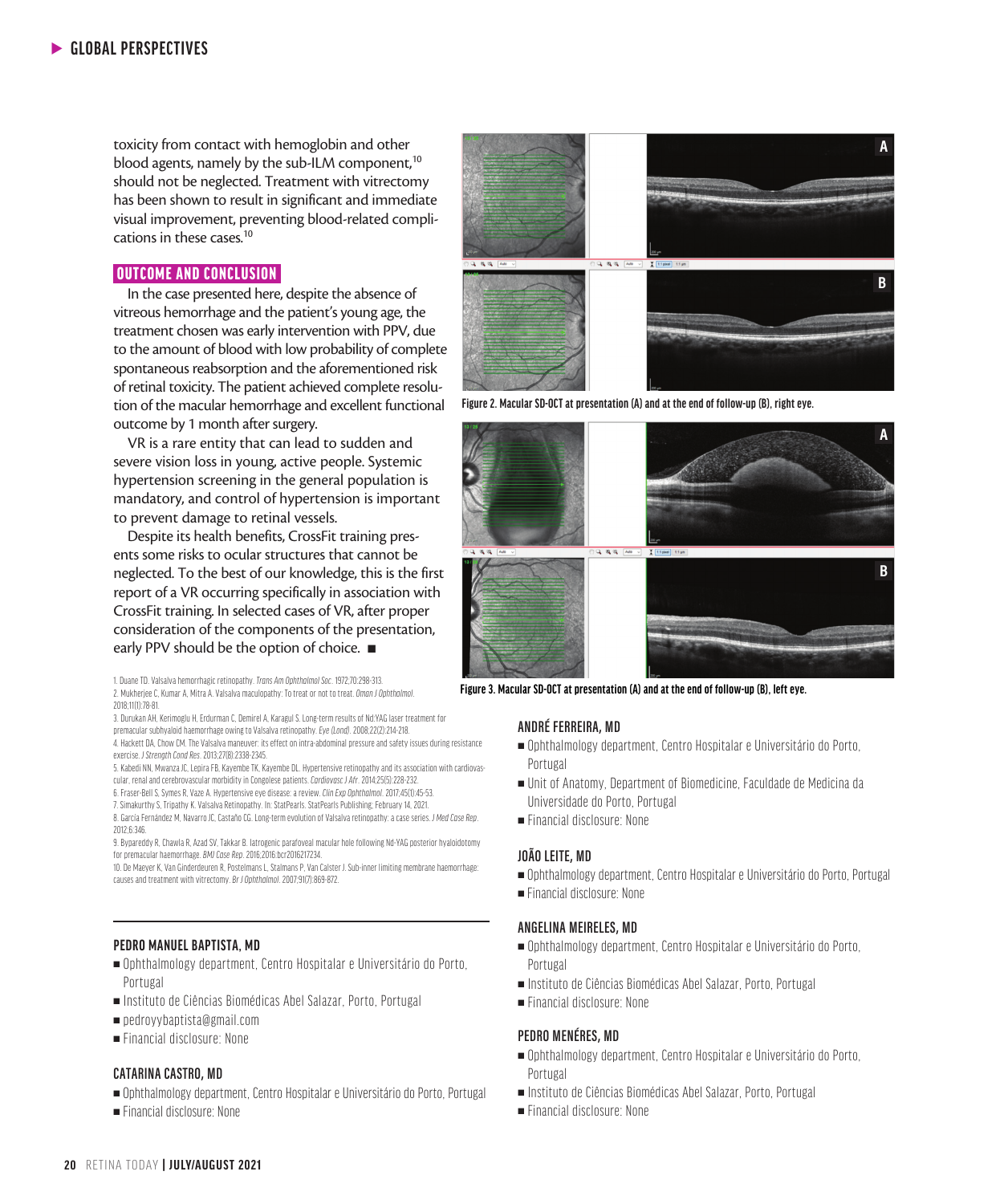toxicity from contact with hemoglobin and other blood agents, namely by the sub-ILM component,[10] should not be neglected. Treatment with vitrectomy has been shown to result in significant and immediate visual improvement, preventing blood-related complications in these cases.[10]

## OUTCOME AND CONCLUSION

In the case presented here, despite the absence of vitreous hemorrhage and the patient's young age, the treatment chosen was early intervention with PPV, due to the amount of blood with low probability of complete spontaneous reabsorption and the aforementioned risk of retinal toxicity. The patient achieved complete resolution of the macular hemorrhage and excellent functional outcome by 1 month after surgery.

VR is a rare entity that can lead to sudden and severe vision loss in young, active people. Systemic hypertension screening in the general population is mandatory, and control of hypertension is important to prevent damage to retinal vessels.

Despite its health benefits, CrossFit training presents some risks to ocular structures that cannot be neglected. To the best of our knowledge, this is the first report of a VR occurring specifically in association with CrossFit training. In selected cases of VR, after proper consideration of the components of the presentation, early PPV should be the option of choice. ■

Figure 2. Macular SD-OCT at presentation (A) and at the end of follow-up (B), right eye.

Figure 3. Macular SD-OCT at presentation (A) and at the end of follow-up (B), left eye.

1. Duane TD. Valsalva hemorrhagic retinopathy. *Trans Am Ophthalmol Soc*. 1972;70:298-313.
2. Mukherjee C, Kumar A, Mitra A. Valsalva maculopathy: To treat or not to treat. *Oman J Ophthalmol*. 2018;11(1):78-81.
3. Durukan AH, Kerimoglu H, Erdurman C, Demirel A, Karagul S. Long-term results of Nd:YAG laser treatment for premacular subhyaloid haemorrhage owing to Valsalva retinopathy. *Eye (Lond)*. 2008;22(2):214-218.
4. Hackett DA, Chow CM. The Valsalva maneuver: its effect on intra-abdominal pressure and safety issues during resistance exercise. *J Strength Cond Res*. 2013;27(8):2338-2345.
5. Kabedi NN, Mwanza JC, Lepira FB, Kayembe TK, Kayembe DL. Hypertensive retinopathy and its association with cardiovascular, renal and cerebrovascular morbidity in Congolese patients. *Cardiovasc J Afr*. 2014;25(5):228-232.
6. Fraser-Bell S, Symes R, Vaze A. Hypertensive eye disease: a review. *Clin Exp Ophthalmol*. 2017;45(1):45-53.
7. Simakurthy S, Tripathy K. Valsalva Retinopathy. In: StatPearls. StatPearls Publishing; February 14, 2021.
8. García Fernández M, Navarro JC, Castaño CG. Long-term evolution of Valsalva retinopathy: a case series. *J Med Case Rep*. 2012;6:346.
9. Bypareddy R, Chawla R, Azad SV, Takkar B. Iatrogenic parafoveal macular hole following Nd-YAG posterior hyaloidotomy for premacular haemorrhage. *BMJ Case Rep*. 2016;2016:bcr2016217234.
10. De Maeyer K, Van Ginderdeuren R, Postelmans L, Stalmans P, Van Calster J. Sub-inner limiting membrane haemorrhage: causes and treatment with vitrectomy. *Br J Ophthalmol*. 2007;91(7):869-872.

### PEDRO MANUEL BAPTISTA, MD
- Ophthalmology department, Centro Hospitalar e Universitário do Porto, Portugal
- Instituto de Ciências Biomédicas Abel Salazar, Porto, Portugal
- pedroyybaptista@gmail.com
- Financial disclosure: None

### CATARINA CASTRO, MD
- Ophthalmology department, Centro Hospitalar e Universitário do Porto, Portugal
- Financial disclosure: None

### ANDRÉ FERREIRA, MD
- Ophthalmology department, Centro Hospitalar e Universitário do Porto, Portugal
- Unit of Anatomy, Department of Biomedicine, Faculdade de Medicina da Universidade do Porto, Portugal
- Financial disclosure: None

### JOÃO LEITE, MD
- Ophthalmology department, Centro Hospitalar e Universitário do Porto, Portugal
- Financial disclosure: None

### ANGELINA MEIRELES, MD
- Ophthalmology department, Centro Hospitalar e Universitário do Porto, Portugal
- Instituto de Ciências Biomédicas Abel Salazar, Porto, Portugal
- Financial disclosure: None

### PEDRO MENÉRES, MD
- Ophthalmology department, Centro Hospitalar e Universitário do Porto, Portugal
- Instituto de Ciências Biomédicas Abel Salazar, Porto, Portugal
- Financial disclosure: None